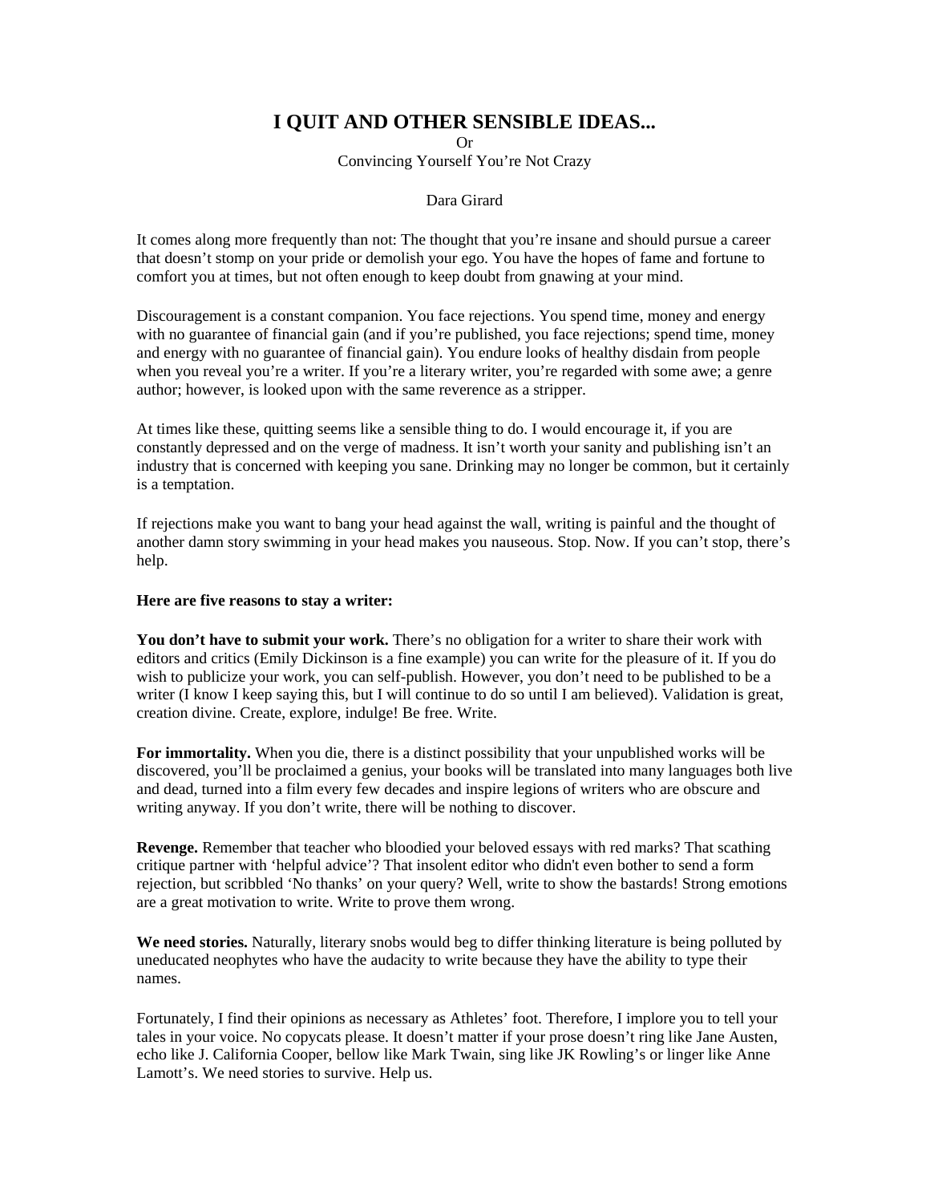# I QUIT AND OTHER SENSIBLE IDEAS...

Or

Convincing Yourself You're Not Crazy

Dara Girard

It comes along more frequently than not: The thought that you're insane and should pursue a career that doesn't stomp on your pride or demolish your ego. You have the hopes of fame and fortune to comfort you at times, but not often enough to keep doubt from gnawing at your mind.

Discouragement is a constant companion. You face rejections. You spend time, money and energy with no guarantee of financial gain (and if you're published, you face rejections; spend time, money and energy with no guarantee of financial gain). You endure looks of healthy disdain from people when you reveal you're a writer. If you're a literary writer, you're regarded with some awe; a genre author; however, is looked upon with the same reverence as a stripper.

At times like these, quitting seems like a sensible thing to do. I would encourage it, if you are constantly depressed and on the verge of madness. It isn't worth your sanity and publishing isn't an industry that is concerned with keeping you sane. Drinking may no longer be common, but it certainly is a temptation.

If rejections make you want to bang your head against the wall, writing is painful and the thought of another damn story swimming in your head makes you nauseous. Stop. Now. If you can't stop, there's help.

**Here are five reasons to stay a writer:**

**You don't have to submit your work.** There's no obligation for a writer to share their work with editors and critics (Emily Dickinson is a fine example) you can write for the pleasure of it. If you do wish to publicize your work, you can self-publish. However, you don't need to be published to be a writer (I know I keep saying this, but I will continue to do so until I am believed). Validation is great, creation divine. Create, explore, indulge! Be free. Write.

**For immortality.** When you die, there is a distinct possibility that your unpublished works will be discovered, you'll be proclaimed a genius, your books will be translated into many languages both live and dead, turned into a film every few decades and inspire legions of writers who are obscure and writing anyway. If you don't write, there will be nothing to discover.

**Revenge.** Remember that teacher who bloodied your beloved essays with red marks? That scathing critique partner with 'helpful advice'? That insolent editor who didn't even bother to send a form rejection, but scribbled 'No thanks' on your query? Well, write to show the bastards! Strong emotions are a great motivation to write. Write to prove them wrong.

**We need stories.** Naturally, literary snobs would beg to differ thinking literature is being polluted by uneducated neophytes who have the audacity to write because they have the ability to type their names.

Fortunately, I find their opinions as necessary as Athletes' foot. Therefore, I implore you to tell your tales in your voice. No copycats please. It doesn't matter if your prose doesn't ring like Jane Austen, echo like J. California Cooper, bellow like Mark Twain, sing like JK Rowling's or linger like Anne Lamott's. We need stories to survive. Help us.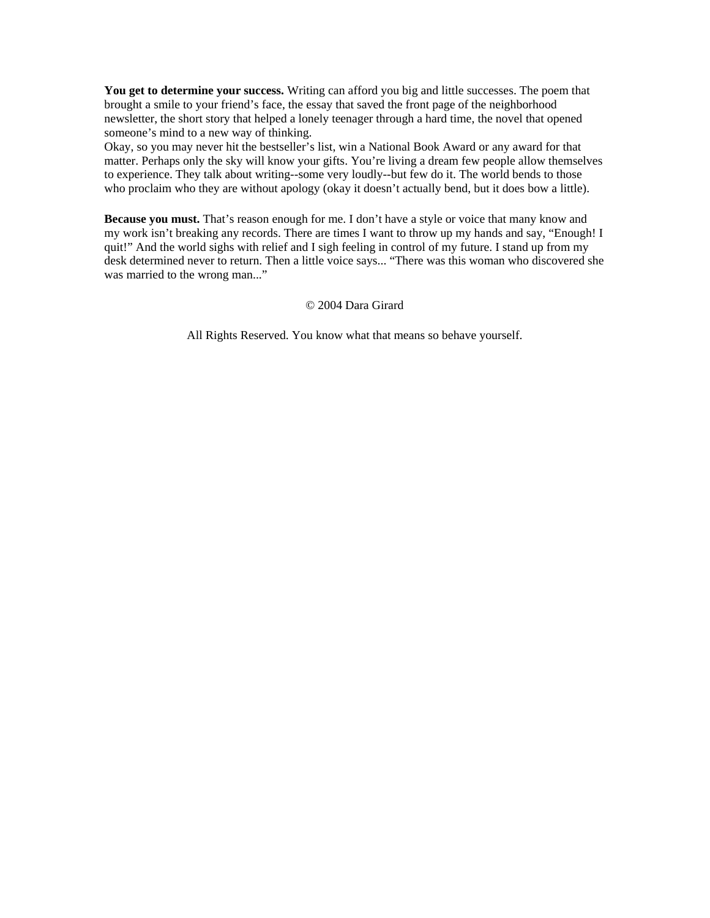**You get to determine your success.** Writing can afford you big and little successes. The poem that brought a smile to your friend's face, the essay that saved the front page of the neighborhood newsletter, the short story that helped a lonely teenager through a hard time, the novel that opened someone's mind to a new way of thinking.

Okay, so you may never hit the bestseller's list, win a National Book Award or any award for that matter. Perhaps only the sky will know your gifts. You're living a dream few people allow themselves to experience. They talk about writing--some very loudly--but few do it. The world bends to those who proclaim who they are without apology (okay it doesn't actually bend, but it does bow a little).

**Because you must.** That's reason enough for me. I don't have a style or voice that many know and my work isn't breaking any records. There are times I want to throw up my hands and say, "Enough! I quit!" And the world sighs with relief and I sigh feeling in control of my future. I stand up from my desk determined never to return. Then a little voice says... "There was this woman who discovered she was married to the wrong man..."

© 2004 Dara Girard

All Rights Reserved. You know what that means so behave yourself.